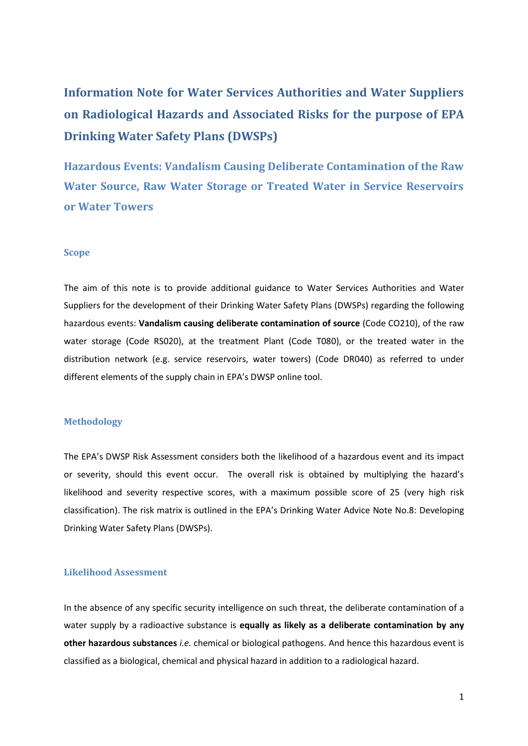# Information Note for Water Services Authorities and Water Suppliers on Radiological Hazards and Associated Risks for the purpose of EPA Drinking Water Safety Plans (DWSPs)

## Hazardous Events: Vandalism Causing Deliberate Contamination of the Raw Water Source, Raw Water Storage or Treated Water in Service Reservoirs or Water Towers

### Scope

The aim of this note is to provide additional guidance to Water Services Authorities and Water Suppliers for the development of their Drinking Water Safety Plans (DWSPs) regarding the following hazardous events: **Vandalism causing deliberate contamination of source** (Code CO210), of the raw water storage (Code RS020), at the treatment Plant (Code T080), or the treated water in the distribution network (e.g. service reservoirs, water towers) (Code DR040) as referred to under different elements of the supply chain in EPA's DWSP online tool.

### Methodology

The EPA's DWSP Risk Assessment considers both the likelihood of a hazardous event and its impact or severity, should this event occur. The overall risk is obtained by multiplying the hazard's likelihood and severity respective scores, with a maximum possible score of 25 (very high risk classification). The risk matrix is outlined in the EPA's Drinking Water Advice Note No.8: Developing Drinking Water Safety Plans (DWSPs).

### Likelihood Assessment

In the absence of any specific security intelligence on such threat, the deliberate contamination of a water supply by a radioactive substance is **equally as likely as a deliberate contamination by any other hazardous substances** *i.e.* chemical or biological pathogens. And hence this hazardous event is classified as a biological, chemical and physical hazard in addition to a radiological hazard.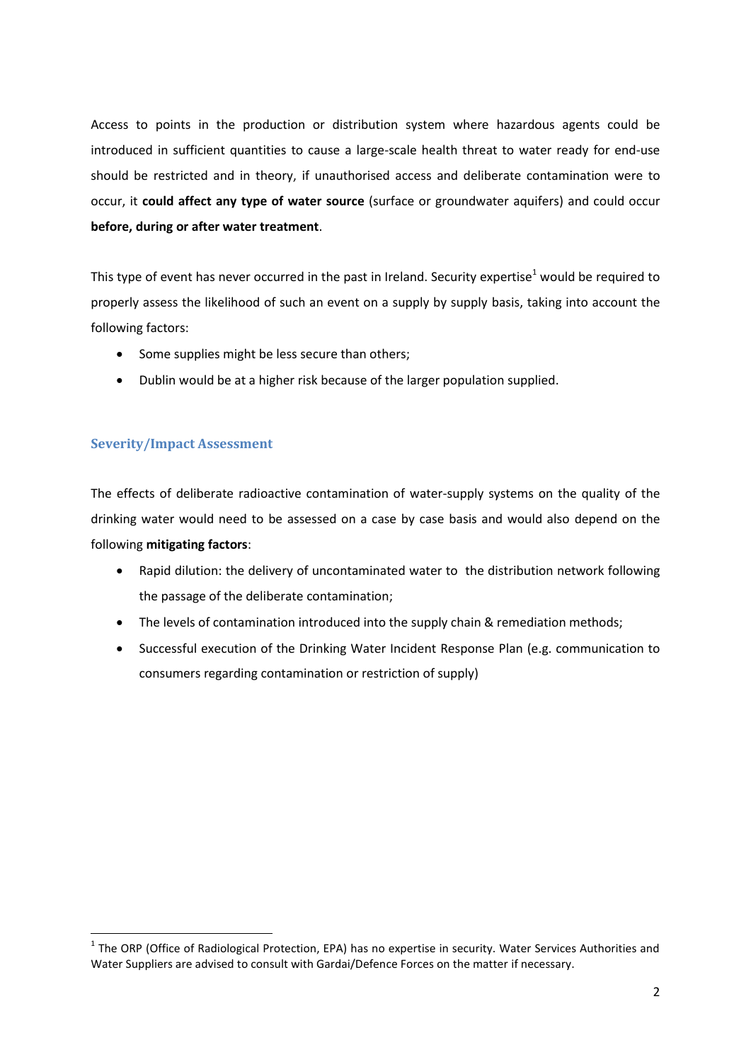Access to points in the production or distribution system where hazardous agents could be introduced in sufficient quantities to cause a large-scale health threat to water ready for end-use should be restricted and in theory, if unauthorised access and deliberate contamination were to occur, it **could affect any type of water source** (surface or groundwater aquifers) and could occur **before, during or after water treatment**.

This type of event has never occurred in the past in Ireland. Security expertise[1] would be required to properly assess the likelihood of such an event on a supply by supply basis, taking into account the following factors:

- Some supplies might be less secure than others;
- Dublin would be at a higher risk because of the larger population supplied.

### Severity/Impact Assessment

The effects of deliberate radioactive contamination of water-supply systems on the quality of the drinking water would need to be assessed on a case by case basis and would also depend on the following **mitigating factors**:

- Rapid dilution: the delivery of uncontaminated water to the distribution network following the passage of the deliberate contamination;
- The levels of contamination introduced into the supply chain & remediation methods;
- Successful execution of the Drinking Water Incident Response Plan (e.g. communication to consumers regarding contamination or restriction of supply)

---

[1] The ORP (Office of Radiological Protection, EPA) has no expertise in security. Water Services Authorities and Water Suppliers are advised to consult with Gardai/Defence Forces on the matter if necessary.